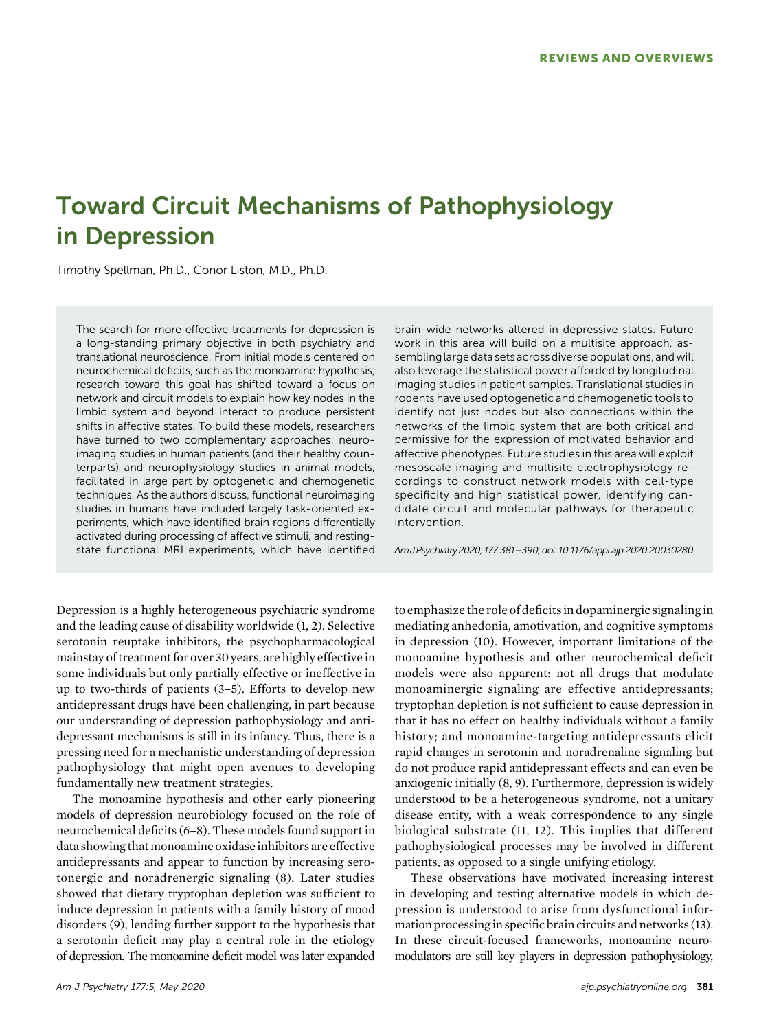REVIEWS AND OVERVIEWS

# Toward Circuit Mechanisms of Pathophysiology in Depression

Timothy Spellman, Ph.D., Conor Liston, M.D., Ph.D.

The search for more effective treatments for depression is a long-standing primary objective in both psychiatry and translational neuroscience. From initial models centered on neurochemical deficits, such as the monoamine hypothesis, research toward this goal has shifted toward a focus on network and circuit models to explain how key nodes in the limbic system and beyond interact to produce persistent shifts in affective states. To build these models, researchers have turned to two complementary approaches: neuroimaging studies in human patients (and their healthy counterparts) and neurophysiology studies in animal models, facilitated in large part by optogenetic and chemogenetic techniques. As the authors discuss, functional neuroimaging studies in humans have included largely task-oriented experiments, which have identified brain regions differentially activated during processing of affective stimuli, and resting-state functional MRI experiments, which have identified brain-wide networks altered in depressive states. Future work in this area will build on a multisite approach, assembling large data sets across diverse populations, and will also leverage the statistical power afforded by longitudinal imaging studies in patient samples. Translational studies in rodents have used optogenetic and chemogenetic tools to identify not just nodes but also connections within the networks of the limbic system that are both critical and permissive for the expression of motivated behavior and affective phenotypes. Future studies in this area will exploit mesoscale imaging and multisite electrophysiology recordings to construct network models with cell-type specificity and high statistical power, identifying candidate circuit and molecular pathways for therapeutic intervention.

*Am J Psychiatry 2020; 177:381–390; doi:10.1176/appi.ajp.2020.20030280*

Depression is a highly heterogeneous psychiatric syndrome and the leading cause of disability worldwide (1, 2). Selective serotonin reuptake inhibitors, the psychopharmacological mainstay of treatment for over 30 years, are highly effective in some individuals but only partially effective or ineffective in up to two-thirds of patients (3–5). Efforts to develop new antidepressant drugs have been challenging, in part because our understanding of depression pathophysiology and antidepressant mechanisms is still in its infancy. Thus, there is a pressing need for a mechanistic understanding of depression pathophysiology that might open avenues to developing fundamentally new treatment strategies.

The monoamine hypothesis and other early pioneering models of depression neurobiology focused on the role of neurochemical deficits (6–8). These models found support in data showing that monoamine oxidase inhibitors are effective antidepressants and appear to function by increasing serotonergic and noradrenergic signaling (8). Later studies showed that dietary tryptophan depletion was sufficient to induce depression in patients with a family history of mood disorders (9), lending further support to the hypothesis that a serotonin deficit may play a central role in the etiology of depression. The monoamine deficit model was later expanded to emphasize the role of deficits in dopaminergic signaling in mediating anhedonia, amotivation, and cognitive symptoms in depression (10). However, important limitations of the monoamine hypothesis and other neurochemical deficit models were also apparent: not all drugs that modulate monoaminergic signaling are effective antidepressants; tryptophan depletion is not sufficient to cause depression in that it has no effect on healthy individuals without a family history; and monoamine-targeting antidepressants elicit rapid changes in serotonin and noradrenaline signaling but do not produce rapid antidepressant effects and can even be anxiogenic initially (8, 9). Furthermore, depression is widely understood to be a heterogeneous syndrome, not a unitary disease entity, with a weak correspondence to any single biological substrate (11, 12). This implies that different pathophysiological processes may be involved in different patients, as opposed to a single unifying etiology.

These observations have motivated increasing interest in developing and testing alternative models in which depression is understood to arise from dysfunctional information processing in specific brain circuits and networks (13). In these circuit-focused frameworks, monoamine neuromodulators are still key players in depression pathophysiology,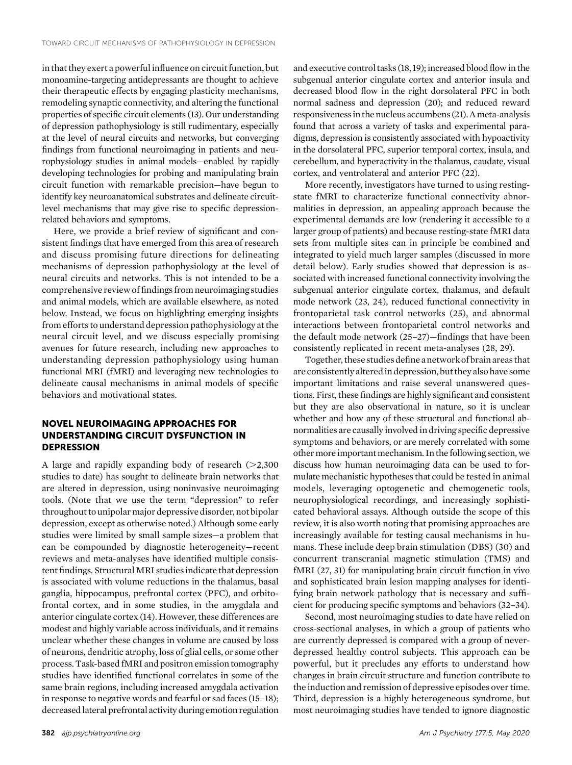in that they exert a powerful influence on circuit function, but monoamine-targeting antidepressants are thought to achieve their therapeutic effects by engaging plasticity mechanisms, remodeling synaptic connectivity, and altering the functional properties of specific circuit elements (13). Our understanding of depression pathophysiology is still rudimentary, especially at the level of neural circuits and networks, but converging findings from functional neuroimaging in patients and neurophysiology studies in animal models—enabled by rapidly developing technologies for probing and manipulating brain circuit function with remarkable precision—have begun to identify key neuroanatomical substrates and delineate circuit-level mechanisms that may give rise to specific depression-related behaviors and symptoms.

Here, we provide a brief review of significant and consistent findings that have emerged from this area of research and discuss promising future directions for delineating mechanisms of depression pathophysiology at the level of neural circuits and networks. This is not intended to be a comprehensive review of findings from neuroimaging studies and animal models, which are available elsewhere, as noted below. Instead, we focus on highlighting emerging insights from efforts to understand depression pathophysiology at the neural circuit level, and we discuss especially promising avenues for future research, including new approaches to understanding depression pathophysiology using human functional MRI (fMRI) and leveraging new technologies to delineate causal mechanisms in animal models of specific behaviors and motivational states.

## NOVEL NEUROIMAGING APPROACHES FOR UNDERSTANDING CIRCUIT DYSFUNCTION IN DEPRESSION

A large and rapidly expanding body of research (>2,300 studies to date) has sought to delineate brain networks that are altered in depression, using noninvasive neuroimaging tools. (Note that we use the term "depression" to refer throughout to unipolar major depressive disorder, not bipolar depression, except as otherwise noted.) Although some early studies were limited by small sample sizes—a problem that can be compounded by diagnostic heterogeneity—recent reviews and meta-analyses have identified multiple consistent findings. Structural MRI studies indicate that depression is associated with volume reductions in the thalamus, basal ganglia, hippocampus, prefrontal cortex (PFC), and orbitofrontal cortex, and in some studies, in the amygdala and anterior cingulate cortex (14). However, these differences are modest and highly variable across individuals, and it remains unclear whether these changes in volume are caused by loss of neurons, dendritic atrophy, loss of glial cells, or some other process. Task-based fMRI and positron emission tomography studies have identified functional correlates in some of the same brain regions, including increased amygdala activation in response to negative words and fearful or sad faces (15–18); decreased lateral prefrontal activity during emotion regulation and executive control tasks (18, 19); increased blood flow in the subgenual anterior cingulate cortex and anterior insula and decreased blood flow in the right dorsolateral PFC in both normal sadness and depression (20); and reduced reward responsiveness in the nucleus accumbens (21). A meta-analysis found that across a variety of tasks and experimental paradigms, depression is consistently associated with hypoactivity in the dorsolateral PFC, superior temporal cortex, insula, and cerebellum, and hyperactivity in the thalamus, caudate, visual cortex, and ventrolateral and anterior PFC (22).

More recently, investigators have turned to using resting-state fMRI to characterize functional connectivity abnormalities in depression, an appealing approach because the experimental demands are low (rendering it accessible to a larger group of patients) and because resting-state fMRI data sets from multiple sites can in principle be combined and integrated to yield much larger samples (discussed in more detail below). Early studies showed that depression is associated with increased functional connectivity involving the subgenual anterior cingulate cortex, thalamus, and default mode network (23, 24), reduced functional connectivity in frontoparietal task control networks (25), and abnormal interactions between frontoparietal control networks and the default mode network (25–27)—findings that have been consistently replicated in recent meta-analyses (28, 29).

Together, these studies define a network of brain areas that are consistently altered in depression, but they also have some important limitations and raise several unanswered questions. First, these findings are highly significant and consistent but they are also observational in nature, so it is unclear whether and how any of these structural and functional abnormalities are causally involved in driving specific depressive symptoms and behaviors, or are merely correlated with some other more important mechanism. In the following section, we discuss how human neuroimaging data can be used to formulate mechanistic hypotheses that could be tested in animal models, leveraging optogenetic and chemogenetic tools, neurophysiological recordings, and increasingly sophisticated behavioral assays. Although outside the scope of this review, it is also worth noting that promising approaches are increasingly available for testing causal mechanisms in humans. These include deep brain stimulation (DBS) (30) and concurrent transcranial magnetic stimulation (TMS) and fMRI (27, 31) for manipulating brain circuit function in vivo and sophisticated brain lesion mapping analyses for identifying brain network pathology that is necessary and sufficient for producing specific symptoms and behaviors (32–34).

Second, most neuroimaging studies to date have relied on cross-sectional analyses, in which a group of patients who are currently depressed is compared with a group of never-depressed healthy control subjects. This approach can be powerful, but it precludes any efforts to understand how changes in brain circuit structure and function contribute to the induction and remission of depressive episodes over time. Third, depression is a highly heterogeneous syndrome, but most neuroimaging studies have tended to ignore diagnostic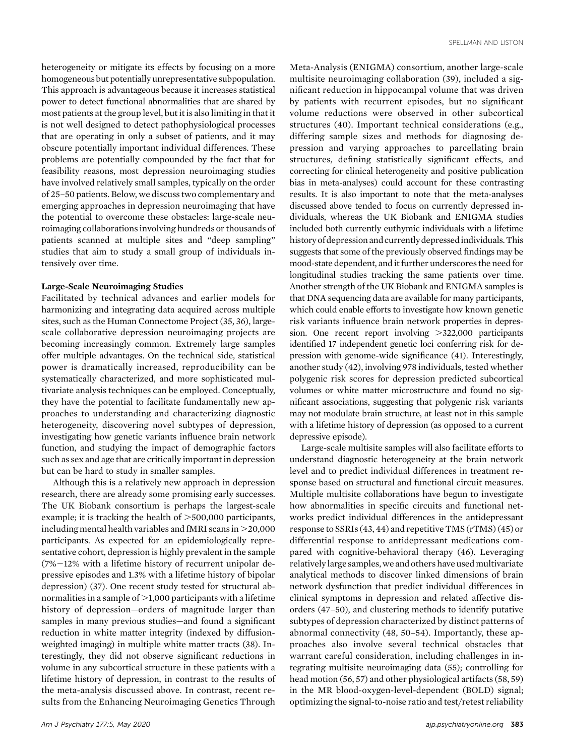heterogeneity or mitigate its effects by focusing on a more homogeneous but potentially unrepresentative subpopulation. This approach is advantageous because it increases statistical power to detect functional abnormalities that are shared by most patients at the group level, but it is also limiting in that it is not well designed to detect pathophysiological processes that are operating in only a subset of patients, and it may obscure potentially important individual differences. These problems are potentially compounded by the fact that for feasibility reasons, most depression neuroimaging studies have involved relatively small samples, typically on the order of 25–50 patients. Below, we discuss two complementary and emerging approaches in depression neuroimaging that have the potential to overcome these obstacles: large-scale neuroimaging collaborations involving hundreds or thousands of patients scanned at multiple sites and "deep sampling" studies that aim to study a small group of individuals intensively over time.

### Large-Scale Neuroimaging Studies

Facilitated by technical advances and earlier models for harmonizing and integrating data acquired across multiple sites, such as the Human Connectome Project (35, 36), large-scale collaborative depression neuroimaging projects are becoming increasingly common. Extremely large samples offer multiple advantages. On the technical side, statistical power is dramatically increased, reproducibility can be systematically characterized, and more sophisticated multivariate analysis techniques can be employed. Conceptually, they have the potential to facilitate fundamentally new approaches to understanding and characterizing diagnostic heterogeneity, discovering novel subtypes of depression, investigating how genetic variants influence brain network function, and studying the impact of demographic factors such as sex and age that are critically important in depression but can be hard to study in smaller samples.

Although this is a relatively new approach in depression research, there are already some promising early successes. The UK Biobank consortium is perhaps the largest-scale example; it is tracking the health of >500,000 participants, including mental health variables and fMRI scans in >20,000 participants. As expected for an epidemiologically representative cohort, depression is highly prevalent in the sample (7%−12% with a lifetime history of recurrent unipolar depressive episodes and 1.3% with a lifetime history of bipolar depression) (37). One recent study tested for structural abnormalities in a sample of >1,000 participants with a lifetime history of depression—orders of magnitude larger than samples in many previous studies—and found a significant reduction in white matter integrity (indexed by diffusion-weighted imaging) in multiple white matter tracts (38). Interestingly, they did not observe significant reductions in volume in any subcortical structure in these patients with a lifetime history of depression, in contrast to the results of the meta-analysis discussed above. In contrast, recent results from the Enhancing Neuroimaging Genetics Through Meta-Analysis (ENIGMA) consortium, another large-scale multisite neuroimaging collaboration (39), included a significant reduction in hippocampal volume that was driven by patients with recurrent episodes, but no significant volume reductions were observed in other subcortical structures (40). Important technical considerations (e.g., differing sample sizes and methods for diagnosing depression and varying approaches to parcellating brain structures, defining statistically significant effects, and correcting for clinical heterogeneity and positive publication bias in meta-analyses) could account for these contrasting results. It is also important to note that the meta-analyses discussed above tended to focus on currently depressed individuals, whereas the UK Biobank and ENIGMA studies included both currently euthymic individuals with a lifetime history of depression and currently depressed individuals. This suggests that some of the previously observed findings may be mood-state dependent, and it further underscores the need for longitudinal studies tracking the same patients over time. Another strength of the UK Biobank and ENIGMA samples is that DNA sequencing data are available for many participants, which could enable efforts to investigate how known genetic risk variants influence brain network properties in depression. One recent report involving >322,000 participants identified 17 independent genetic loci conferring risk for depression with genome-wide significance (41). Interestingly, another study (42), involving 978 individuals, tested whether polygenic risk scores for depression predicted subcortical volumes or white matter microstructure and found no significant associations, suggesting that polygenic risk variants may not modulate brain structure, at least not in this sample with a lifetime history of depression (as opposed to a current depressive episode).

Large-scale multisite samples will also facilitate efforts to understand diagnostic heterogeneity at the brain network level and to predict individual differences in treatment response based on structural and functional circuit measures. Multiple multisite collaborations have begun to investigate how abnormalities in specific circuits and functional networks predict individual differences in the antidepressant response to SSRIs (43, 44) and repetitive TMS (rTMS) (45) or differential response to antidepressant medications compared with cognitive-behavioral therapy (46). Leveraging relatively large samples, we and others have used multivariate analytical methods to discover linked dimensions of brain network dysfunction that predict individual differences in clinical symptoms in depression and related affective disorders (47–50), and clustering methods to identify putative subtypes of depression characterized by distinct patterns of abnormal connectivity (48, 50–54). Importantly, these approaches also involve several technical obstacles that warrant careful consideration, including challenges in integrating multisite neuroimaging data (55); controlling for head motion (56, 57) and other physiological artifacts (58, 59) in the MR blood-oxygen-level-dependent (BOLD) signal; optimizing the signal-to-noise ratio and test/retest reliability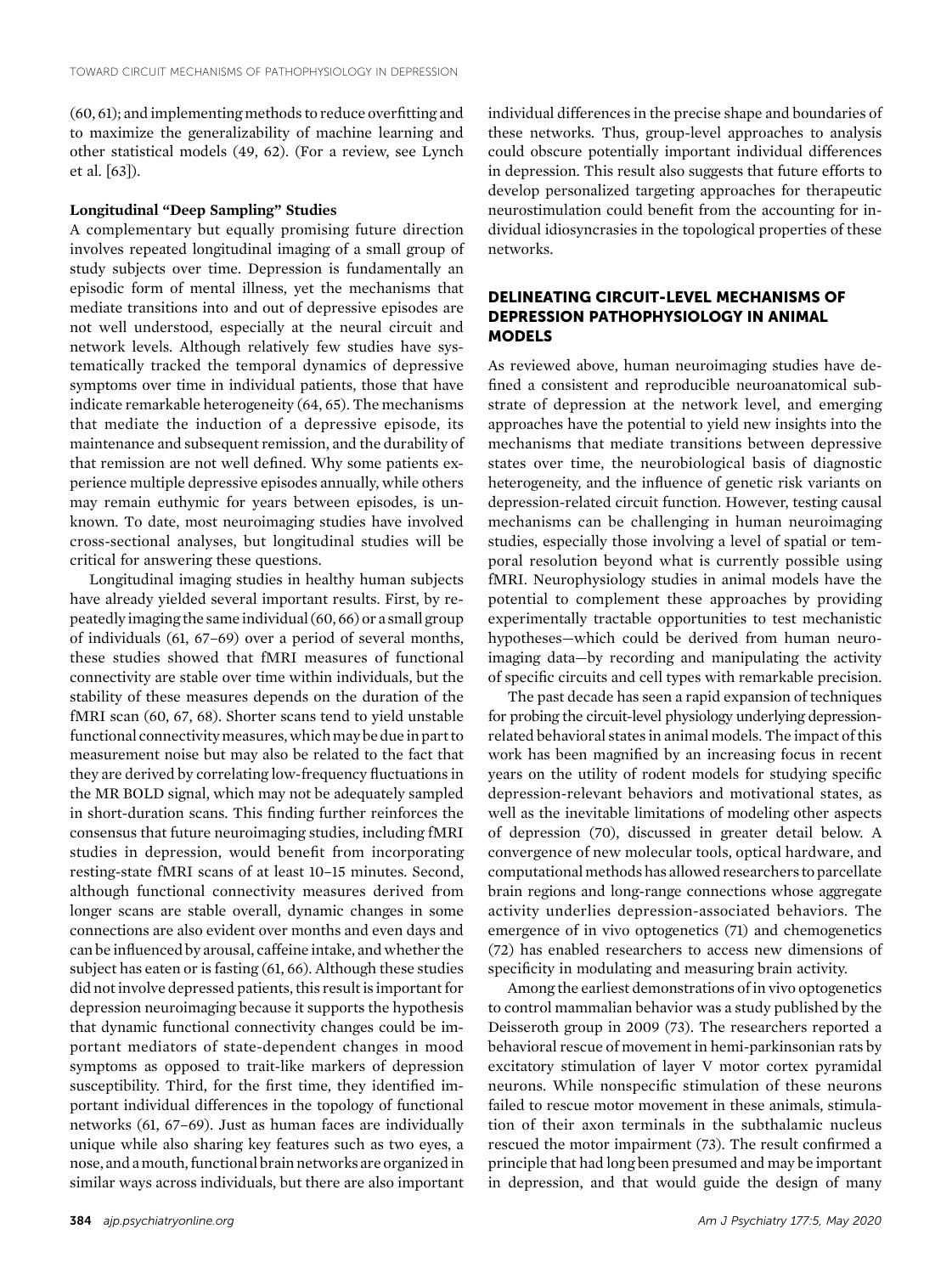(60, 61); and implementing methods to reduce overfitting and to maximize the generalizability of machine learning and other statistical models (49, 62). (For a review, see Lynch et al. [63]).

### Longitudinal "Deep Sampling" Studies

A complementary but equally promising future direction involves repeated longitudinal imaging of a small group of study subjects over time. Depression is fundamentally an episodic form of mental illness, yet the mechanisms that mediate transitions into and out of depressive episodes are not well understood, especially at the neural circuit and network levels. Although relatively few studies have systematically tracked the temporal dynamics of depressive symptoms over time in individual patients, those that have indicate remarkable heterogeneity (64, 65). The mechanisms that mediate the induction of a depressive episode, its maintenance and subsequent remission, and the durability of that remission are not well defined. Why some patients experience multiple depressive episodes annually, while others may remain euthymic for years between episodes, is unknown. To date, most neuroimaging studies have involved cross-sectional analyses, but longitudinal studies will be critical for answering these questions.

Longitudinal imaging studies in healthy human subjects have already yielded several important results. First, by repeatedly imaging the same individual (60, 66) or a small group of individuals (61, 67–69) over a period of several months, these studies showed that fMRI measures of functional connectivity are stable over time within individuals, but the stability of these measures depends on the duration of the fMRI scan (60, 67, 68). Shorter scans tend to yield unstable functional connectivity measures, which may be due in part to measurement noise but may also be related to the fact that they are derived by correlating low-frequency fluctuations in the MR BOLD signal, which may not be adequately sampled in short-duration scans. This finding further reinforces the consensus that future neuroimaging studies, including fMRI studies in depression, would benefit from incorporating resting-state fMRI scans of at least 10–15 minutes. Second, although functional connectivity measures derived from longer scans are stable overall, dynamic changes in some connections are also evident over months and even days and can be influenced by arousal, caffeine intake, and whether the subject has eaten or is fasting (61, 66). Although these studies did not involve depressed patients, this result is important for depression neuroimaging because it supports the hypothesis that dynamic functional connectivity changes could be important mediators of state-dependent changes in mood symptoms as opposed to trait-like markers of depression susceptibility. Third, for the first time, they identified important individual differences in the topology of functional networks (61, 67–69). Just as human faces are individually unique while also sharing key features such as two eyes, a nose, and a mouth, functional brain networks are organized in similar ways across individuals, but there are also important individual differences in the precise shape and boundaries of these networks. Thus, group-level approaches to analysis could obscure potentially important individual differences in depression. This result also suggests that future efforts to develop personalized targeting approaches for therapeutic neurostimulation could benefit from the accounting for individual idiosyncrasies in the topological properties of these networks.

## DELINEATING CIRCUIT-LEVEL MECHANISMS OF DEPRESSION PATHOPHYSIOLOGY IN ANIMAL MODELS

As reviewed above, human neuroimaging studies have defined a consistent and reproducible neuroanatomical substrate of depression at the network level, and emerging approaches have the potential to yield new insights into the mechanisms that mediate transitions between depressive states over time, the neurobiological basis of diagnostic heterogeneity, and the influence of genetic risk variants on depression-related circuit function. However, testing causal mechanisms can be challenging in human neuroimaging studies, especially those involving a level of spatial or temporal resolution beyond what is currently possible using fMRI. Neurophysiology studies in animal models have the potential to complement these approaches by providing experimentally tractable opportunities to test mechanistic hypotheses—which could be derived from human neuroimaging data—by recording and manipulating the activity of specific circuits and cell types with remarkable precision.

The past decade has seen a rapid expansion of techniques for probing the circuit-level physiology underlying depression-related behavioral states in animal models. The impact of this work has been magnified by an increasing focus in recent years on the utility of rodent models for studying specific depression-relevant behaviors and motivational states, as well as the inevitable limitations of modeling other aspects of depression (70), discussed in greater detail below. A convergence of new molecular tools, optical hardware, and computational methods has allowed researchers to parcellate brain regions and long-range connections whose aggregate activity underlies depression-associated behaviors. The emergence of in vivo optogenetics (71) and chemogenetics (72) has enabled researchers to access new dimensions of specificity in modulating and measuring brain activity.

Among the earliest demonstrations of in vivo optogenetics to control mammalian behavior was a study published by the Deisseroth group in 2009 (73). The researchers reported a behavioral rescue of movement in hemi-parkinsonian rats by excitatory stimulation of layer V motor cortex pyramidal neurons. While nonspecific stimulation of these neurons failed to rescue motor movement in these animals, stimulation of their axon terminals in the subthalamic nucleus rescued the motor impairment (73). The result confirmed a principle that had long been presumed and may be important in depression, and that would guide the design of many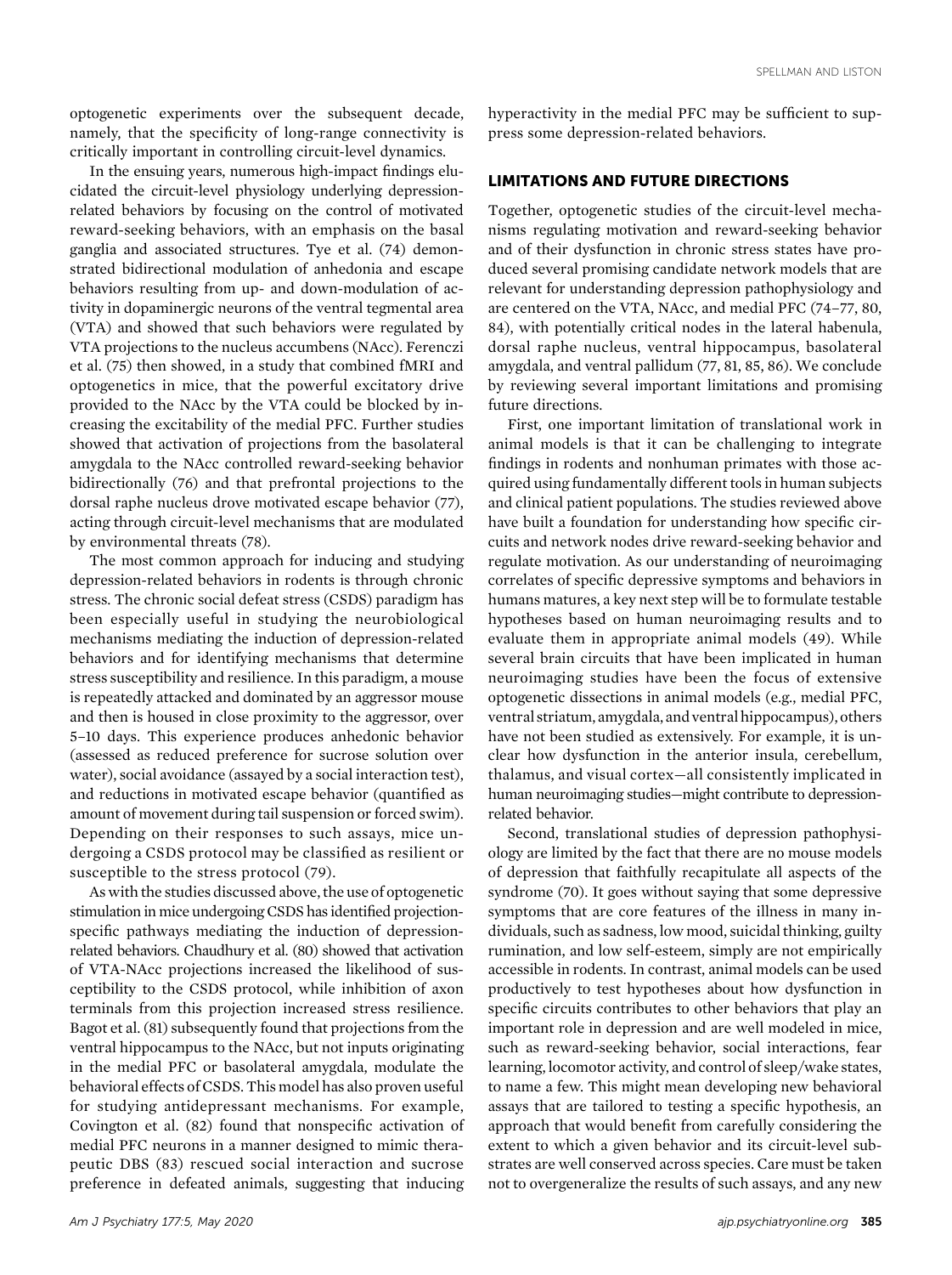optogenetic experiments over the subsequent decade, namely, that the specificity of long-range connectivity is critically important in controlling circuit-level dynamics.

In the ensuing years, numerous high-impact findings elucidated the circuit-level physiology underlying depression-related behaviors by focusing on the control of motivated reward-seeking behaviors, with an emphasis on the basal ganglia and associated structures. Tye et al. (74) demonstrated bidirectional modulation of anhedonia and escape behaviors resulting from up- and down-modulation of activity in dopaminergic neurons of the ventral tegmental area (VTA) and showed that such behaviors were regulated by VTA projections to the nucleus accumbens (NAcc). Ferenczi et al. (75) then showed, in a study that combined fMRI and optogenetics in mice, that the powerful excitatory drive provided to the NAcc by the VTA could be blocked by increasing the excitability of the medial PFC. Further studies showed that activation of projections from the basolateral amygdala to the NAcc controlled reward-seeking behavior bidirectionally (76) and that prefrontal projections to the dorsal raphe nucleus drove motivated escape behavior (77), acting through circuit-level mechanisms that are modulated by environmental threats (78).

The most common approach for inducing and studying depression-related behaviors in rodents is through chronic stress. The chronic social defeat stress (CSDS) paradigm has been especially useful in studying the neurobiological mechanisms mediating the induction of depression-related behaviors and for identifying mechanisms that determine stress susceptibility and resilience. In this paradigm, a mouse is repeatedly attacked and dominated by an aggressor mouse and then is housed in close proximity to the aggressor, over 5–10 days. This experience produces anhedonic behavior (assessed as reduced preference for sucrose solution over water), social avoidance (assayed by a social interaction test), and reductions in motivated escape behavior (quantified as amount of movement during tail suspension or forced swim). Depending on their responses to such assays, mice undergoing a CSDS protocol may be classified as resilient or susceptible to the stress protocol (79).

As with the studies discussed above, the use of optogenetic stimulation in mice undergoing CSDS has identified projection-specific pathways mediating the induction of depression-related behaviors. Chaudhury et al. (80) showed that activation of VTA-NAcc projections increased the likelihood of susceptibility to the CSDS protocol, while inhibition of axon terminals from this projection increased stress resilience. Bagot et al. (81) subsequently found that projections from the ventral hippocampus to the NAcc, but not inputs originating in the medial PFC or basolateral amygdala, modulate the behavioral effects of CSDS. This model has also proven useful for studying antidepressant mechanisms. For example, Covington et al. (82) found that nonspecific activation of medial PFC neurons in a manner designed to mimic therapeutic DBS (83) rescued social interaction and sucrose preference in defeated animals, suggesting that inducing hyperactivity in the medial PFC may be sufficient to suppress some depression-related behaviors.

## LIMITATIONS AND FUTURE DIRECTIONS

Together, optogenetic studies of the circuit-level mechanisms regulating motivation and reward-seeking behavior and of their dysfunction in chronic stress states have produced several promising candidate network models that are relevant for understanding depression pathophysiology and are centered on the VTA, NAcc, and medial PFC (74–77, 80, 84), with potentially critical nodes in the lateral habenula, dorsal raphe nucleus, ventral hippocampus, basolateral amygdala, and ventral pallidum (77, 81, 85, 86). We conclude by reviewing several important limitations and promising future directions.

First, one important limitation of translational work in animal models is that it can be challenging to integrate findings in rodents and nonhuman primates with those acquired using fundamentally different tools in human subjects and clinical patient populations. The studies reviewed above have built a foundation for understanding how specific circuits and network nodes drive reward-seeking behavior and regulate motivation. As our understanding of neuroimaging correlates of specific depressive symptoms and behaviors in humans matures, a key next step will be to formulate testable hypotheses based on human neuroimaging results and to evaluate them in appropriate animal models (49). While several brain circuits that have been implicated in human neuroimaging studies have been the focus of extensive optogenetic dissections in animal models (e.g., medial PFC, ventral striatum, amygdala, and ventral hippocampus), others have not been studied as extensively. For example, it is unclear how dysfunction in the anterior insula, cerebellum, thalamus, and visual cortex—all consistently implicated in human neuroimaging studies—might contribute to depression-related behavior.

Second, translational studies of depression pathophysiology are limited by the fact that there are no mouse models of depression that faithfully recapitulate all aspects of the syndrome (70). It goes without saying that some depressive symptoms that are core features of the illness in many individuals, such as sadness, low mood, suicidal thinking, guilty rumination, and low self-esteem, simply are not empirically accessible in rodents. In contrast, animal models can be used productively to test hypotheses about how dysfunction in specific circuits contributes to other behaviors that play an important role in depression and are well modeled in mice, such as reward-seeking behavior, social interactions, fear learning, locomotor activity, and control of sleep/wake states, to name a few. This might mean developing new behavioral assays that are tailored to testing a specific hypothesis, an approach that would benefit from carefully considering the extent to which a given behavior and its circuit-level substrates are well conserved across species. Care must be taken not to overgeneralize the results of such assays, and any new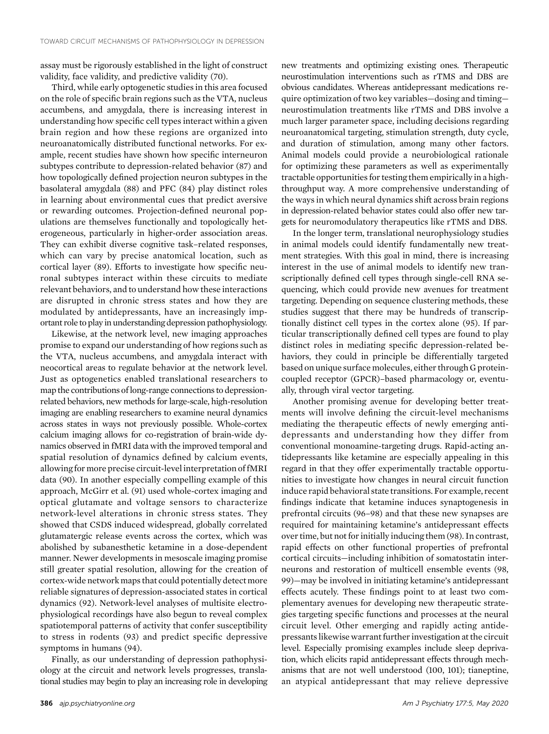assay must be rigorously established in the light of construct validity, face validity, and predictive validity (70).

Third, while early optogenetic studies in this area focused on the role of specific brain regions such as the VTA, nucleus accumbens, and amygdala, there is increasing interest in understanding how specific cell types interact within a given brain region and how these regions are organized into neuroanatomically distributed functional networks. For example, recent studies have shown how specific interneuron subtypes contribute to depression-related behavior (87) and how topologically defined projection neuron subtypes in the basolateral amygdala (88) and PFC (84) play distinct roles in learning about environmental cues that predict aversive or rewarding outcomes. Projection-defined neuronal populations are themselves functionally and topologically heterogeneous, particularly in higher-order association areas. They can exhibit diverse cognitive task–related responses, which can vary by precise anatomical location, such as cortical layer (89). Efforts to investigate how specific neuronal subtypes interact within these circuits to mediate relevant behaviors, and to understand how these interactions are disrupted in chronic stress states and how they are modulated by antidepressants, have an increasingly important role to play in understanding depression pathophysiology.

Likewise, at the network level, new imaging approaches promise to expand our understanding of how regions such as the VTA, nucleus accumbens, and amygdala interact with neocortical areas to regulate behavior at the network level. Just as optogenetics enabled translational researchers to map the contributions of long-range connections to depression-related behaviors, new methods for large-scale, high-resolution imaging are enabling researchers to examine neural dynamics across states in ways not previously possible. Whole-cortex calcium imaging allows for co-registration of brain-wide dynamics observed in fMRI data with the improved temporal and spatial resolution of dynamics defined by calcium events, allowing for more precise circuit-level interpretation of fMRI data (90). In another especially compelling example of this approach, McGirr et al. (91) used whole-cortex imaging and optical glutamate and voltage sensors to characterize network-level alterations in chronic stress states. They showed that CSDS induced widespread, globally correlated glutamatergic release events across the cortex, which was abolished by subanesthetic ketamine in a dose-dependent manner. Newer developments in mesoscale imaging promise still greater spatial resolution, allowing for the creation of cortex-wide network maps that could potentially detect more reliable signatures of depression-associated states in cortical dynamics (92). Network-level analyses of multisite electrophysiological recordings have also begun to reveal complex spatiotemporal patterns of activity that confer susceptibility to stress in rodents (93) and predict specific depressive symptoms in humans (94).

Finally, as our understanding of depression pathophysiology at the circuit and network levels progresses, translational studies may begin to play an increasing role in developing new treatments and optimizing existing ones. Therapeutic neurostimulation interventions such as rTMS and DBS are obvious candidates. Whereas antidepressant medications require optimization of two key variables—dosing and timing—neurostimulation treatments like rTMS and DBS involve a much larger parameter space, including decisions regarding neuroanatomical targeting, stimulation strength, duty cycle, and duration of stimulation, among many other factors. Animal models could provide a neurobiological rationale for optimizing these parameters as well as experimentally tractable opportunities for testing them empirically in a high-throughput way. A more comprehensive understanding of the ways in which neural dynamics shift across brain regions in depression-related behavior states could also offer new targets for neuromodulatory therapeutics like rTMS and DBS.

In the longer term, translational neurophysiology studies in animal models could identify fundamentally new treatment strategies. With this goal in mind, there is increasing interest in the use of animal models to identify new transcriptionally defined cell types through single-cell RNA sequencing, which could provide new avenues for treatment targeting. Depending on sequence clustering methods, these studies suggest that there may be hundreds of transcriptionally distinct cell types in the cortex alone (95). If particular transcriptionally defined cell types are found to play distinct roles in mediating specific depression-related behaviors, they could in principle be differentially targeted based on unique surface molecules, either through G protein-coupled receptor (GPCR)–based pharmacology or, eventually, through viral vector targeting.

Another promising avenue for developing better treatments will involve defining the circuit-level mechanisms mediating the therapeutic effects of newly emerging antidepressants and understanding how they differ from conventional monoamine-targeting drugs. Rapid-acting antidepressants like ketamine are especially appealing in this regard in that they offer experimentally tractable opportunities to investigate how changes in neural circuit function induce rapid behavioral state transitions. For example, recent findings indicate that ketamine induces synaptogenesis in prefrontal circuits (96–98) and that these new synapses are required for maintaining ketamine's antidepressant effects over time, but not for initially inducing them (98). In contrast, rapid effects on other functional properties of prefrontal cortical circuits—including inhibition of somatostatin interneurons and restoration of multicell ensemble events (98, 99)—may be involved in initiating ketamine's antidepressant effects acutely. These findings point to at least two complementary avenues for developing new therapeutic strategies targeting specific functions and processes at the neural circuit level. Other emerging and rapidly acting antidepressants likewise warrant further investigation at the circuit level. Especially promising examples include sleep deprivation, which elicits rapid antidepressant effects through mechanisms that are not well understood (100, 101); tianeptine, an atypical antidepressant that may relieve depressive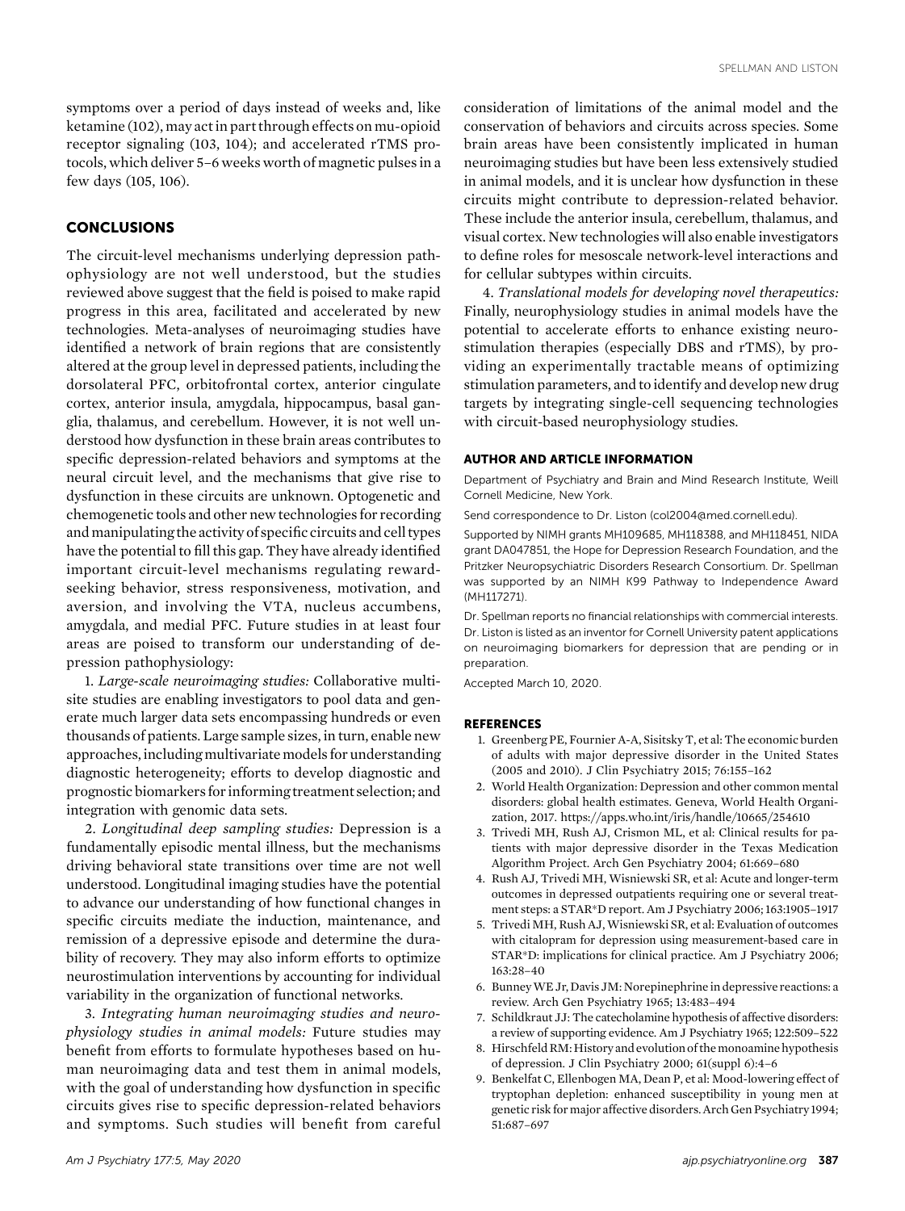symptoms over a period of days instead of weeks and, like ketamine (102), may act in part through effects on mu-opioid receptor signaling (103, 104); and accelerated rTMS protocols, which deliver 5–6 weeks worth of magnetic pulses in a few days (105, 106).

## CONCLUSIONS

The circuit-level mechanisms underlying depression pathophysiology are not well understood, but the studies reviewed above suggest that the field is poised to make rapid progress in this area, facilitated and accelerated by new technologies. Meta-analyses of neuroimaging studies have identified a network of brain regions that are consistently altered at the group level in depressed patients, including the dorsolateral PFC, orbitofrontal cortex, anterior cingulate cortex, anterior insula, amygdala, hippocampus, basal ganglia, thalamus, and cerebellum. However, it is not well understood how dysfunction in these brain areas contributes to specific depression-related behaviors and symptoms at the neural circuit level, and the mechanisms that give rise to dysfunction in these circuits are unknown. Optogenetic and chemogenetic tools and other new technologies for recording and manipulating the activity of specific circuits and cell types have the potential to fill this gap. They have already identified important circuit-level mechanisms regulating reward-seeking behavior, stress responsiveness, motivation, and aversion, and involving the VTA, nucleus accumbens, amygdala, and medial PFC. Future studies in at least four areas are poised to transform our understanding of depression pathophysiology:

1. *Large-scale neuroimaging studies:* Collaborative multisite studies are enabling investigators to pool data and generate much larger data sets encompassing hundreds or even thousands of patients. Large sample sizes, in turn, enable new approaches, including multivariate models for understanding diagnostic heterogeneity; efforts to develop diagnostic and prognostic biomarkers for informing treatment selection; and integration with genomic data sets.

2. *Longitudinal deep sampling studies:* Depression is a fundamentally episodic mental illness, but the mechanisms driving behavioral state transitions over time are not well understood. Longitudinal imaging studies have the potential to advance our understanding of how functional changes in specific circuits mediate the induction, maintenance, and remission of a depressive episode and determine the durability of recovery. They may also inform efforts to optimize neurostimulation interventions by accounting for individual variability in the organization of functional networks.

3. *Integrating human neuroimaging studies and neurophysiology studies in animal models:* Future studies may benefit from efforts to formulate hypotheses based on human neuroimaging data and test them in animal models, with the goal of understanding how dysfunction in specific circuits gives rise to specific depression-related behaviors and symptoms. Such studies will benefit from careful consideration of limitations of the animal model and the conservation of behaviors and circuits across species. Some brain areas have been consistently implicated in human neuroimaging studies but have been less extensively studied in animal models, and it is unclear how dysfunction in these circuits might contribute to depression-related behavior. These include the anterior insula, cerebellum, thalamus, and visual cortex. New technologies will also enable investigators to define roles for mesoscale network-level interactions and for cellular subtypes within circuits.

4. *Translational models for developing novel therapeutics:* Finally, neurophysiology studies in animal models have the potential to accelerate efforts to enhance existing neurostimulation therapies (especially DBS and rTMS), by providing an experimentally tractable means of optimizing stimulation parameters, and to identify and develop new drug targets by integrating single-cell sequencing technologies with circuit-based neurophysiology studies.

### AUTHOR AND ARTICLE INFORMATION

Department of Psychiatry and Brain and Mind Research Institute, Weill Cornell Medicine, New York.

Send correspondence to Dr. Liston (col2004@med.cornell.edu).

Supported by NIMH grants MH109685, MH118388, and MH118451, NIDA grant DA047851, the Hope for Depression Research Foundation, and the Pritzker Neuropsychiatric Disorders Research Consortium. Dr. Spellman was supported by an NIMH K99 Pathway to Independence Award (MH117271).

Dr. Spellman reports no financial relationships with commercial interests. Dr. Liston is listed as an inventor for Cornell University patent applications on neuroimaging biomarkers for depression that are pending or in preparation.

Accepted March 10, 2020.

### REFERENCES

1. Greenberg PE, Fournier A-A, Sisitsky T, et al: The economic burden of adults with major depressive disorder in the United States (2005 and 2010). J Clin Psychiatry 2015; 76:155–162
2. World Health Organization: Depression and other common mental disorders: global health estimates. Geneva, World Health Organization, 2017. https://apps.who.int/iris/handle/10665/254610
3. Trivedi MH, Rush AJ, Crismon ML, et al: Clinical results for patients with major depressive disorder in the Texas Medication Algorithm Project. Arch Gen Psychiatry 2004; 61:669–680
4. Rush AJ, Trivedi MH, Wisniewski SR, et al: Acute and longer-term outcomes in depressed outpatients requiring one or several treatment steps: a STAR*D report. Am J Psychiatry 2006; 163:1905–1917
5. Trivedi MH, Rush AJ, Wisniewski SR, et al: Evaluation of outcomes with citalopram for depression using measurement-based care in STAR*D: implications for clinical practice. Am J Psychiatry 2006; 163:28–40
6. Bunney WE Jr, Davis JM: Norepinephrine in depressive reactions: a review. Arch Gen Psychiatry 1965; 13:483–494
7. Schildkraut JJ: The catecholamine hypothesis of affective disorders: a review of supporting evidence. Am J Psychiatry 1965; 122:509–522
8. Hirschfeld RM: History and evolution of the monoamine hypothesis of depression. J Clin Psychiatry 2000; 61(suppl 6):4–6
9. Benkelfat C, Ellenbogen MA, Dean P, et al: Mood-lowering effect of tryptophan depletion: enhanced susceptibility in young men at genetic risk for major affective disorders. Arch Gen Psychiatry 1994; 51:687–697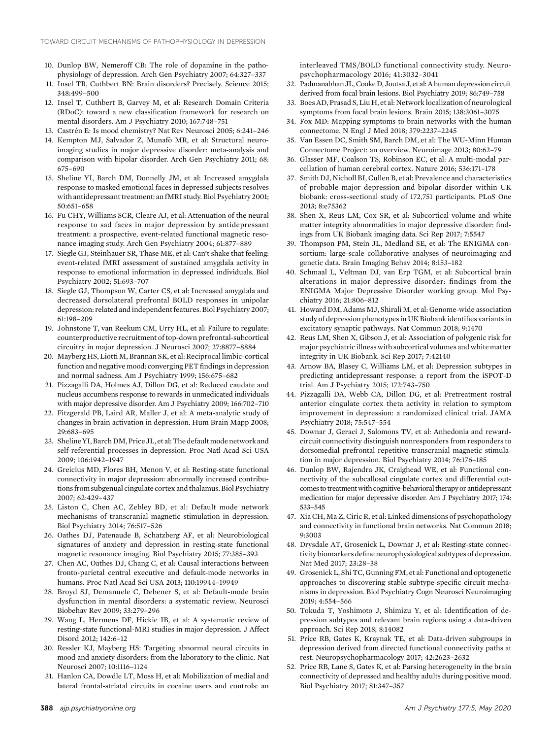10. Dunlop BW, Nemeroff CB: The role of dopamine in the pathophysiology of depression. Arch Gen Psychiatry 2007; 64:327–337
11. Insel TR, Cuthbert BN: Brain disorders? Precisely. Science 2015; 348:499–500
12. Insel T, Cuthbert B, Garvey M, et al: Research Domain Criteria (RDoC): toward a new classification framework for research on mental disorders. Am J Psychiatry 2010; 167:748–751
13. Castrén E: Is mood chemistry? Nat Rev Neurosci 2005; 6:241–246
14. Kempton MJ, Salvador Z, Munafò MR, et al: Structural neuroimaging studies in major depressive disorder: meta-analysis and comparison with bipolar disorder. Arch Gen Psychiatry 2011; 68: 675–690
15. Sheline YI, Barch DM, Donnelly JM, et al: Increased amygdala response to masked emotional faces in depressed subjects resolves with antidepressant treatment: an fMRI study. Biol Psychiatry 2001; 50:651–658
16. Fu CHY, Williams SCR, Cleare AJ, et al: Attenuation of the neural response to sad faces in major depression by antidepressant treatment: a prospective, event-related functional magnetic resonance imaging study. Arch Gen Psychiatry 2004; 61:877–889
17. Siegle GJ, Steinhauer SR, Thase ME, et al: Can't shake that feeling: event-related fMRI assessment of sustained amygdala activity in response to emotional information in depressed individuals. Biol Psychiatry 2002; 51:693–707
18. Siegle GJ, Thompson W, Carter CS, et al: Increased amygdala and decreased dorsolateral prefrontal BOLD responses in unipolar depression: related and independent features. Biol Psychiatry 2007; 61:198–209
19. Johnstone T, van Reekum CM, Urry HL, et al: Failure to regulate: counterproductive recruitment of top-down prefrontal-subcortical circuitry in major depression. J Neurosci 2007; 27:8877–8884
20. Mayberg HS, Liotti M, Brannan SK, et al: Reciprocal limbic-cortical function and negative mood: converging PET findings in depression and normal sadness. Am J Psychiatry 1999; 156:675–682
21. Pizzagalli DA, Holmes AJ, Dillon DG, et al: Reduced caudate and nucleus accumbens response to rewards in unmedicated individuals with major depressive disorder. Am J Psychiatry 2009; 166:702–710
22. Fitzgerald PB, Laird AR, Maller J, et al: A meta-analytic study of changes in brain activation in depression. Hum Brain Mapp 2008; 29:683–695
23. Sheline YI, Barch DM, Price JL, et al: The default mode network and self-referential processes in depression. Proc Natl Acad Sci USA 2009; 106:1942–1947
24. Greicius MD, Flores BH, Menon V, et al: Resting-state functional connectivity in major depression: abnormally increased contributions from subgenual cingulate cortex and thalamus. Biol Psychiatry 2007; 62:429–437
25. Liston C, Chen AC, Zebley BD, et al: Default mode network mechanisms of transcranial magnetic stimulation in depression. Biol Psychiatry 2014; 76:517–526
26. Oathes DJ, Patenaude B, Schatzberg AF, et al: Neurobiological signatures of anxiety and depression in resting-state functional magnetic resonance imaging. Biol Psychiatry 2015; 77:385–393
27. Chen AC, Oathes DJ, Chang C, et al: Causal interactions between fronto-parietal central executive and default-mode networks in humans. Proc Natl Acad Sci USA 2013; 110:19944–19949
28. Broyd SJ, Demanuele C, Debener S, et al: Default-mode brain dysfunction in mental disorders: a systematic review. Neurosci Biobehav Rev 2009; 33:279–296
29. Wang L, Hermens DF, Hickie IB, et al: A systematic review of resting-state functional-MRI studies in major depression. J Affect Disord 2012; 142:6–12
30. Ressler KJ, Mayberg HS: Targeting abnormal neural circuits in mood and anxiety disorders: from the laboratory to the clinic. Nat Neurosci 2007; 10:1116–1124
31. Hanlon CA, Dowdle LT, Moss H, et al: Mobilization of medial and lateral frontal-striatal circuits in cocaine users and controls: an interleaved TMS/BOLD functional connectivity study. Neuropsychopharmacology 2016; 41:3032–3041
32. Padmanabhan JL, Cooke D, Joutsa J, et al: A human depression circuit derived from focal brain lesions. Biol Psychiatry 2019; 86:749–758
33. Boes AD, Prasad S, Liu H, et al: Network localization of neurological symptoms from focal brain lesions. Brain 2015; 138:3061–3075
34. Fox MD: Mapping symptoms to brain networks with the human connectome. N Engl J Med 2018; 379:2237–2245
35. Van Essen DC, Smith SM, Barch DM, et al: The WU-Minn Human Connectome Project: an overview. Neuroimage 2013; 80:62–79
36. Glasser MF, Coalson TS, Robinson EC, et al: A multi-modal parcellation of human cerebral cortex. Nature 2016; 536:171–178
37. Smith DJ, Nicholl BI, Cullen B, et al: Prevalence and characteristics of probable major depression and bipolar disorder within UK biobank: cross-sectional study of 172,751 participants. PLoS One 2013; 8:e75362
38. Shen X, Reus LM, Cox SR, et al: Subcortical volume and white matter integrity abnormalities in major depressive disorder: findings from UK Biobank imaging data. Sci Rep 2017; 7:5547
39. Thompson PM, Stein JL, Medland SE, et al: The ENIGMA consortium: large-scale collaborative analyses of neuroimaging and genetic data. Brain Imaging Behav 2014; 8:153–182
40. Schmaal L, Veltman DJ, van Erp TGM, et al: Subcortical brain alterations in major depressive disorder: findings from the ENIGMA Major Depressive Disorder working group. Mol Psychiatry 2016; 21:806–812
41. Howard DM, Adams MJ, Shirali M, et al: Genome-wide association study of depression phenotypes in UK Biobank identifies variants in excitatory synaptic pathways. Nat Commun 2018; 9:1470
42. Reus LM, Shen X, Gibson J, et al: Association of polygenic risk for major psychiatric illness with subcortical volumes and white matter integrity in UK Biobank. Sci Rep 2017; 7:42140
43. Arnow BA, Blasey C, Williams LM, et al: Depression subtypes in predicting antidepressant response: a report from the iSPOT-D trial. Am J Psychiatry 2015; 172:743–750
44. Pizzagalli DA, Webb CA, Dillon DG, et al: Pretreatment rostral anterior cingulate cortex theta activity in relation to symptom improvement in depression: a randomized clinical trial. JAMA Psychiatry 2018; 75:547–554
45. Downar J, Geraci J, Salomons TV, et al: Anhedonia and reward-circuit connectivity distinguish nonresponders from responders to dorsomedial prefrontal repetitive transcranial magnetic stimulation in major depression. Biol Psychiatry 2014; 76:176–185
46. Dunlop BW, Rajendra JK, Craighead WE, et al: Functional connectivity of the subcallosal cingulate cortex and differential outcomes to treatment with cognitive-behavioral therapy or antidepressant medication for major depressive disorder. Am J Psychiatry 2017; 174: 533–545
47. Xia CH, Ma Z, Ciric R, et al: Linked dimensions of psychopathology and connectivity in functional brain networks. Nat Commun 2018; 9:3003
48. Drysdale AT, Grosenick L, Downar J, et al: Resting-state connectivity biomarkers define neurophysiological subtypes of depression. Nat Med 2017; 23:28–38
49. Grosenick L, Shi TC, Gunning FM, et al: Functional and optogenetic approaches to discovering stable subtype-specific circuit mechanisms in depression. Biol Psychiatry Cogn Neurosci Neuroimaging 2019; 4:554–566
50. Tokuda T, Yoshimoto J, Shimizu Y, et al: Identification of depression subtypes and relevant brain regions using a data-driven approach. Sci Rep 2018; 8:14082
51. Price RB, Gates K, Kraynak TE, et al: Data-driven subgroups in depression derived from directed functional connectivity paths at rest. Neuropsychopharmacology 2017; 42:2623–2632
52. Price RB, Lane S, Gates K, et al: Parsing heterogeneity in the brain connectivity of depressed and healthy adults during positive mood. Biol Psychiatry 2017; 81:347–357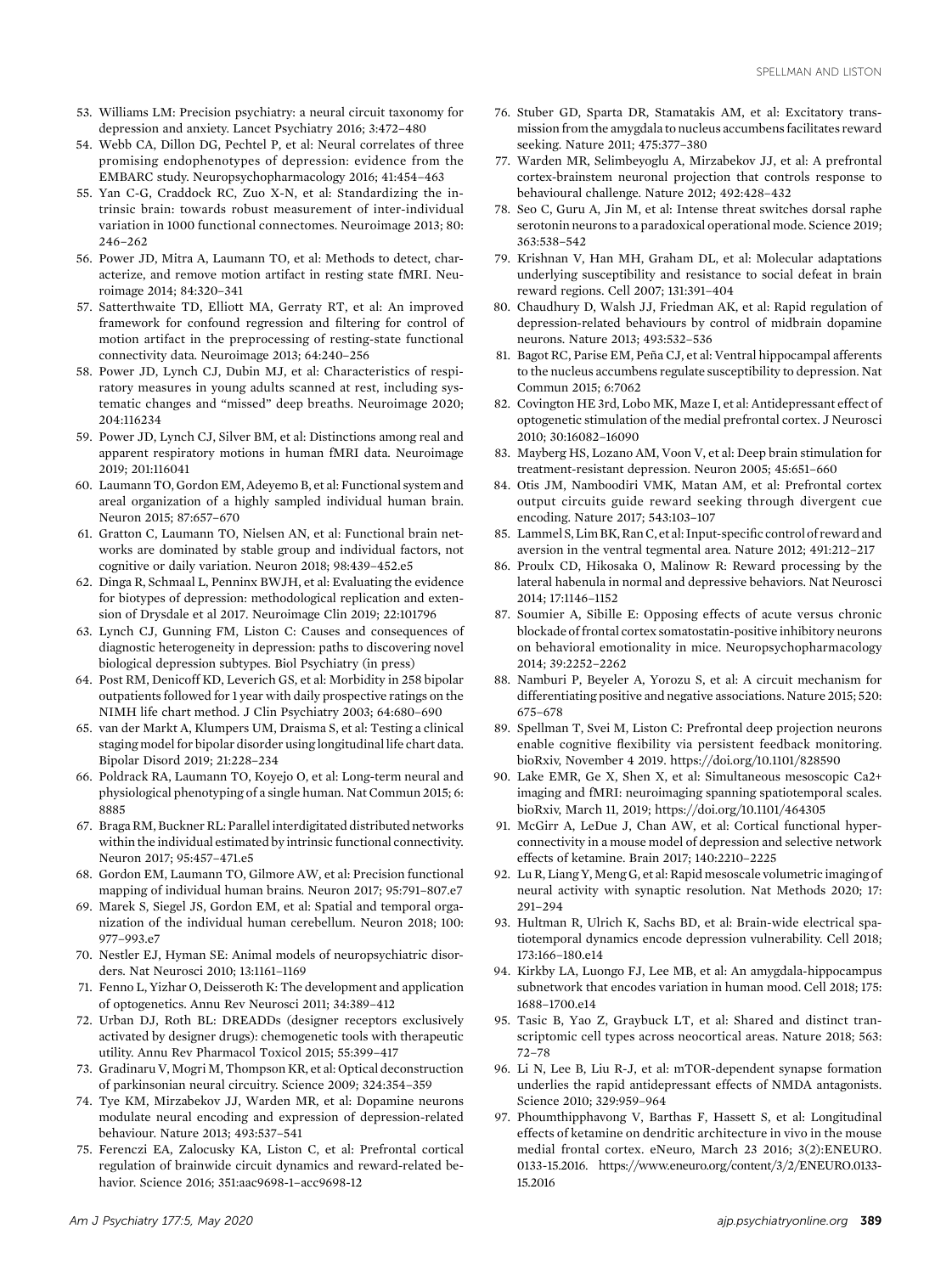53. Williams LM: Precision psychiatry: a neural circuit taxonomy for depression and anxiety. Lancet Psychiatry 2016; 3:472–480
54. Webb CA, Dillon DG, Pechtel P, et al: Neural correlates of three promising endophenotypes of depression: evidence from the EMBARC study. Neuropsychopharmacology 2016; 41:454–463
55. Yan C-G, Craddock RC, Zuo X-N, et al: Standardizing the intrinsic brain: towards robust measurement of inter-individual variation in 1000 functional connectomes. Neuroimage 2013; 80: 246–262
56. Power JD, Mitra A, Laumann TO, et al: Methods to detect, characterize, and remove motion artifact in resting state fMRI. Neuroimage 2014; 84:320–341
57. Satterthwaite TD, Elliott MA, Gerraty RT, et al: An improved framework for confound regression and filtering for control of motion artifact in the preprocessing of resting-state functional connectivity data. Neuroimage 2013; 64:240–256
58. Power JD, Lynch CJ, Dubin MJ, et al: Characteristics of respiratory measures in young adults scanned at rest, including systematic changes and "missed" deep breaths. Neuroimage 2020; 204:116234
59. Power JD, Lynch CJ, Silver BM, et al: Distinctions among real and apparent respiratory motions in human fMRI data. Neuroimage 2019; 201:116041
60. Laumann TO, Gordon EM, Adeyemo B, et al: Functional system and areal organization of a highly sampled individual human brain. Neuron 2015; 87:657–670
61. Gratton C, Laumann TO, Nielsen AN, et al: Functional brain networks are dominated by stable group and individual factors, not cognitive or daily variation. Neuron 2018; 98:439–452.e5
62. Dinga R, Schmaal L, Penninx BWJH, et al: Evaluating the evidence for biotypes of depression: methodological replication and extension of Drysdale et al 2017. Neuroimage Clin 2019; 22:101796
63. Lynch CJ, Gunning FM, Liston C: Causes and consequences of diagnostic heterogeneity in depression: paths to discovering novel biological depression subtypes. Biol Psychiatry (in press)
64. Post RM, Denicoff KD, Leverich GS, et al: Morbidity in 258 bipolar outpatients followed for 1 year with daily prospective ratings on the NIMH life chart method. J Clin Psychiatry 2003; 64:680–690
65. van der Markt A, Klumpers UM, Draisma S, et al: Testing a clinical staging model for bipolar disorder using longitudinal life chart data. Bipolar Disord 2019; 21:228–234
66. Poldrack RA, Laumann TO, Koyejo O, et al: Long-term neural and physiological phenotyping of a single human. Nat Commun 2015; 6: 8885
67. Braga RM, Buckner RL: Parallel interdigitated distributed networks within the individual estimated by intrinsic functional connectivity. Neuron 2017; 95:457–471.e5
68. Gordon EM, Laumann TO, Gilmore AW, et al: Precision functional mapping of individual human brains. Neuron 2017; 95:791–807.e7
69. Marek S, Siegel JS, Gordon EM, et al: Spatial and temporal organization of the individual human cerebellum. Neuron 2018; 100: 977–993.e7
70. Nestler EJ, Hyman SE: Animal models of neuropsychiatric disorders. Nat Neurosci 2010; 13:1161–1169
71. Fenno L, Yizhar O, Deisseroth K: The development and application of optogenetics. Annu Rev Neurosci 2011; 34:389–412
72. Urban DJ, Roth BL: DREADDs (designer receptors exclusively activated by designer drugs): chemogenetic tools with therapeutic utility. Annu Rev Pharmacol Toxicol 2015; 55:399–417
73. Gradinaru V, Mogri M, Thompson KR, et al: Optical deconstruction of parkinsonian neural circuitry. Science 2009; 324:354–359
74. Tye KM, Mirzabekov JJ, Warden MR, et al: Dopamine neurons modulate neural encoding and expression of depression-related behaviour. Nature 2013; 493:537–541
75. Ferenczi EA, Zalocusky KA, Liston C, et al: Prefrontal cortical regulation of brainwide circuit dynamics and reward-related behavior. Science 2016; 351:aac9698-1–acc9698-12
76. Stuber GD, Sparta DR, Stamatakis AM, et al: Excitatory transmission from the amygdala to nucleus accumbens facilitates reward seeking. Nature 2011; 475:377–380
77. Warden MR, Selimbeyoglu A, Mirzabekov JJ, et al: A prefrontal cortex-brainstem neuronal projection that controls response to behavioural challenge. Nature 2012; 492:428–432
78. Seo C, Guru A, Jin M, et al: Intense threat switches dorsal raphe serotonin neurons to a paradoxical operational mode. Science 2019; 363:538–542
79. Krishnan V, Han MH, Graham DL, et al: Molecular adaptations underlying susceptibility and resistance to social defeat in brain reward regions. Cell 2007; 131:391–404
80. Chaudhury D, Walsh JJ, Friedman AK, et al: Rapid regulation of depression-related behaviours by control of midbrain dopamine neurons. Nature 2013; 493:532–536
81. Bagot RC, Parise EM, Peña CJ, et al: Ventral hippocampal afferents to the nucleus accumbens regulate susceptibility to depression. Nat Commun 2015; 6:7062
82. Covington HE 3rd, Lobo MK, Maze I, et al: Antidepressant effect of optogenetic stimulation of the medial prefrontal cortex. J Neurosci 2010; 30:16082–16090
83. Mayberg HS, Lozano AM, Voon V, et al: Deep brain stimulation for treatment-resistant depression. Neuron 2005; 45:651–660
84. Otis JM, Namboodiri VMK, Matan AM, et al: Prefrontal cortex output circuits guide reward seeking through divergent cue encoding. Nature 2017; 543:103–107
85. Lammel S, Lim BK, Ran C, et al: Input-specific control of reward and aversion in the ventral tegmental area. Nature 2012; 491:212–217
86. Proulx CD, Hikosaka O, Malinow R: Reward processing by the lateral habenula in normal and depressive behaviors. Nat Neurosci 2014; 17:1146–1152
87. Soumier A, Sibille E: Opposing effects of acute versus chronic blockade of frontal cortex somatostatin-positive inhibitory neurons on behavioral emotionality in mice. Neuropsychopharmacology 2014; 39:2252–2262
88. Namburi P, Beyeler A, Yorozu S, et al: A circuit mechanism for differentiating positive and negative associations. Nature 2015; 520: 675–678
89. Spellman T, Svei M, Liston C: Prefrontal deep projection neurons enable cognitive flexibility via persistent feedback monitoring. bioRxiv, November 4 2019. https://doi.org/10.1101/828590
90. Lake EMR, Ge X, Shen X, et al: Simultaneous mesoscopic Ca2+ imaging and fMRI: neuroimaging spanning spatiotemporal scales. bioRxiv, March 11, 2019; https://doi.org/10.1101/464305
91. McGirr A, LeDue J, Chan AW, et al: Cortical functional hyperconnectivity in a mouse model of depression and selective network effects of ketamine. Brain 2017; 140:2210–2225
92. Lu R, Liang Y, Meng G, et al: Rapid mesoscale volumetric imaging of neural activity with synaptic resolution. Nat Methods 2020; 17: 291–294
93. Hultman R, Ulrich K, Sachs BD, et al: Brain-wide electrical spatiotemporal dynamics encode depression vulnerability. Cell 2018; 173:166–180.e14
94. Kirkby LA, Luongo FJ, Lee MB, et al: An amygdala-hippocampus subnetwork that encodes variation in human mood. Cell 2018; 175: 1688–1700.e14
95. Tasic B, Yao Z, Graybuck LT, et al: Shared and distinct transcriptomic cell types across neocortical areas. Nature 2018; 563: 72–78
96. Li N, Lee B, Liu R-J, et al: mTOR-dependent synapse formation underlies the rapid antidepressant effects of NMDA antagonists. Science 2010; 329:959–964
97. Phoumthipphavong V, Barthas F, Hassett S, et al: Longitudinal effects of ketamine on dendritic architecture in vivo in the mouse medial frontal cortex. eNeuro, March 23 2016; 3(2):ENEURO.0133-15.2016. https://www.eneuro.org/content/3/2/ENEURO.0133-15.2016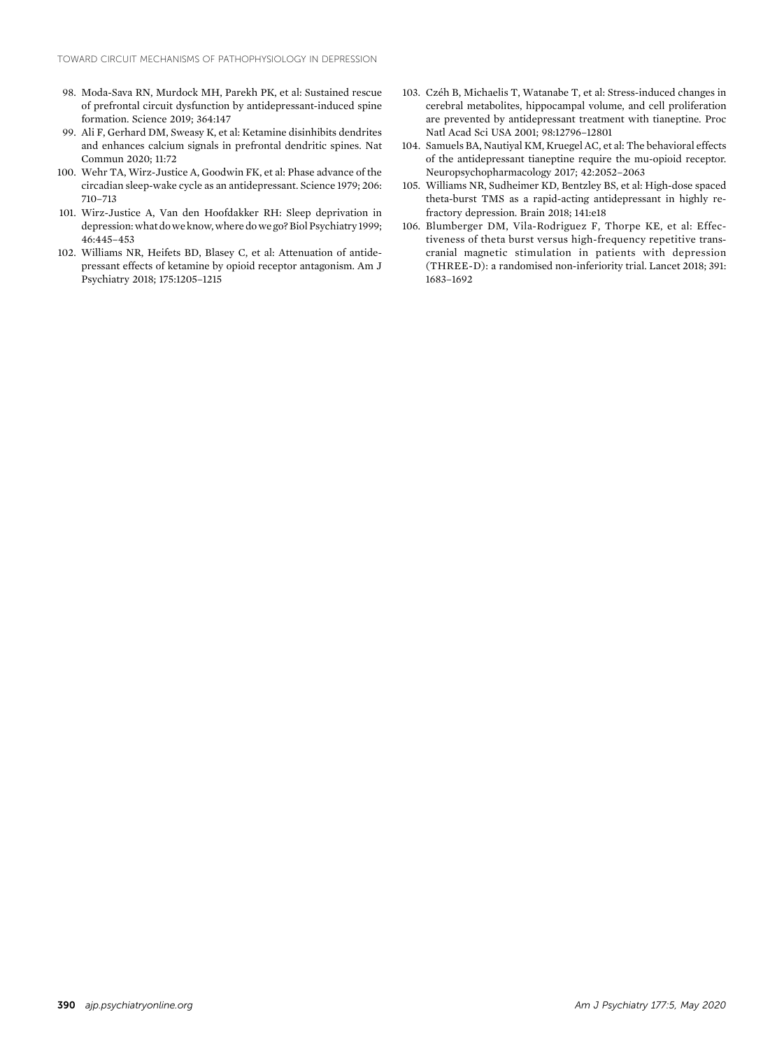98. Moda-Sava RN, Murdock MH, Parekh PK, et al: Sustained rescue of prefrontal circuit dysfunction by antidepressant-induced spine formation. Science 2019; 364:147
99. Ali F, Gerhard DM, Sweasy K, et al: Ketamine disinhibits dendrites and enhances calcium signals in prefrontal dendritic spines. Nat Commun 2020; 11:72
100. Wehr TA, Wirz-Justice A, Goodwin FK, et al: Phase advance of the circadian sleep-wake cycle as an antidepressant. Science 1979; 206: 710–713
101. Wirz-Justice A, Van den Hoofdakker RH: Sleep deprivation in depression: what do we know, where do we go? Biol Psychiatry 1999; 46:445–453
102. Williams NR, Heifets BD, Blasey C, et al: Attenuation of antidepressant effects of ketamine by opioid receptor antagonism. Am J Psychiatry 2018; 175:1205–1215
103. Czéh B, Michaelis T, Watanabe T, et al: Stress-induced changes in cerebral metabolites, hippocampal volume, and cell proliferation are prevented by antidepressant treatment with tianeptine. Proc Natl Acad Sci USA 2001; 98:12796–12801
104. Samuels BA, Nautiyal KM, Kruegel AC, et al: The behavioral effects of the antidepressant tianeptine require the mu-opioid receptor. Neuropsychopharmacology 2017; 42:2052–2063
105. Williams NR, Sudheimer KD, Bentzley BS, et al: High-dose spaced theta-burst TMS as a rapid-acting antidepressant in highly refractory depression. Brain 2018; 141:e18
106. Blumberger DM, Vila-Rodriguez F, Thorpe KE, et al: Effectiveness of theta burst versus high-frequency repetitive transcranial magnetic stimulation in patients with depression (THREE-D): a randomised non-inferiority trial. Lancet 2018; 391: 1683–1692